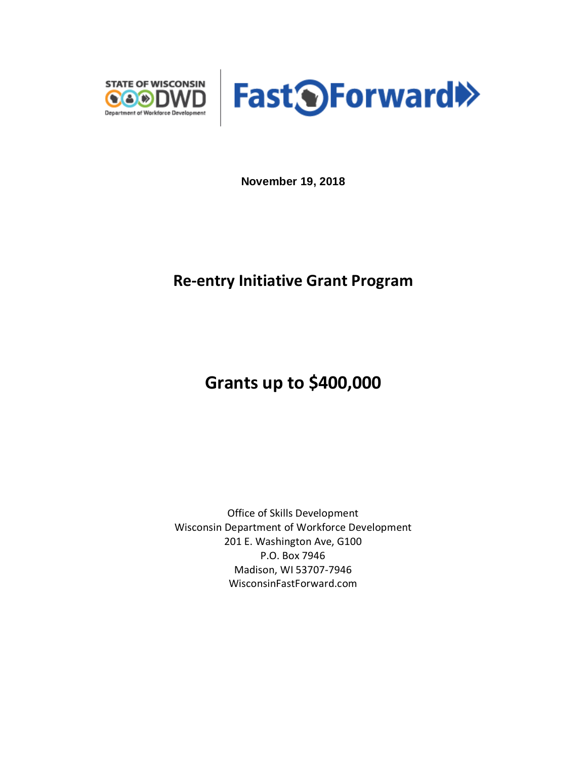STATE OF WISCONSIN DWD Department of Workforce Development | Fast Forward

**November 19, 2018**

# Re-entry Initiative Grant Program

# Grants up to $400,000

Office of Skills Development
Wisconsin Department of Workforce Development
201 E. Washington Ave, G100
P.O. Box 7946
Madison, WI 53707-7946
WisconsinFastForward.com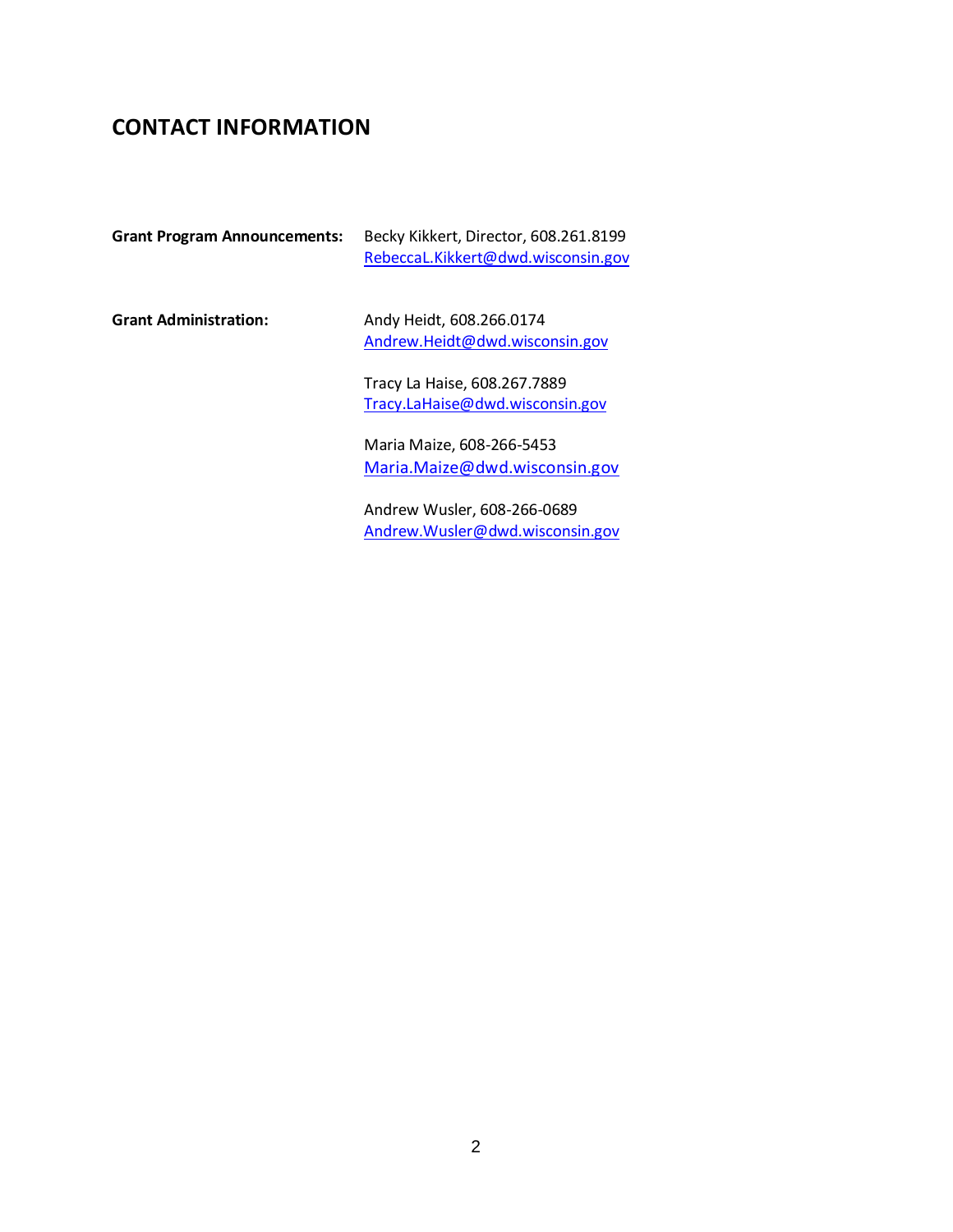# CONTACT INFORMATION

**Grant Program Announcements:** Becky Kikkert, Director, 608.261.8199
RebeccaL.Kikkert@dwd.wisconsin.gov

**Grant Administration:**

Andy Heidt, 608.266.0174
Andrew.Heidt@dwd.wisconsin.gov

Tracy La Haise, 608.267.7889
Tracy.LaHaise@dwd.wisconsin.gov

Maria Maize, 608-266-5453
Maria.Maize@dwd.wisconsin.gov

Andrew Wusler, 608-266-0689
Andrew.Wusler@dwd.wisconsin.gov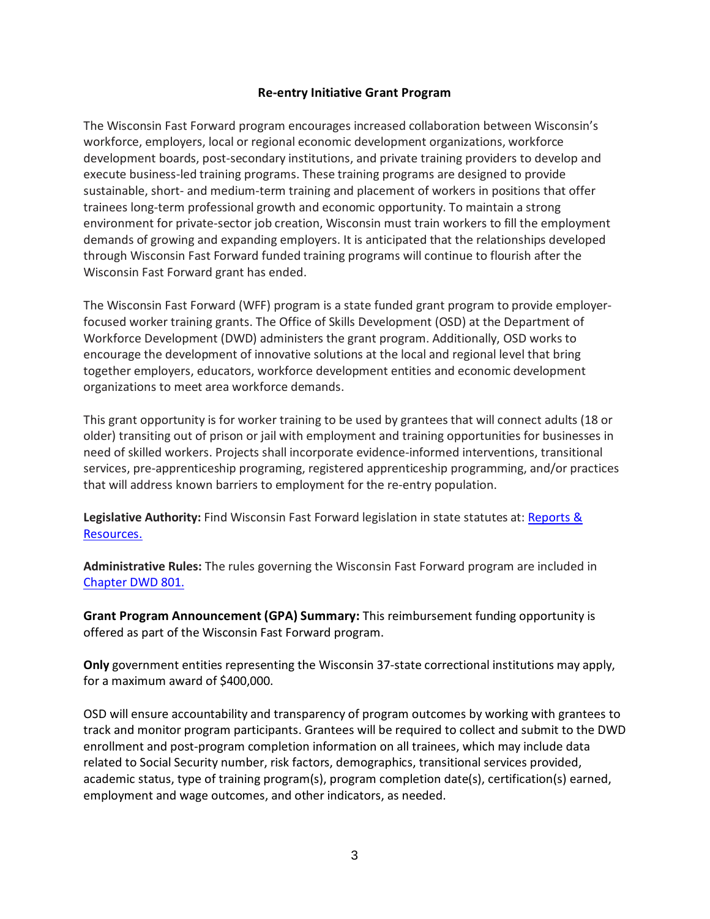## Re-entry Initiative Grant Program

The Wisconsin Fast Forward program encourages increased collaboration between Wisconsin's workforce, employers, local or regional economic development organizations, workforce development boards, post-secondary institutions, and private training providers to develop and execute business-led training programs. These training programs are designed to provide sustainable, short- and medium-term training and placement of workers in positions that offer trainees long-term professional growth and economic opportunity. To maintain a strong environment for private-sector job creation, Wisconsin must train workers to fill the employment demands of growing and expanding employers. It is anticipated that the relationships developed through Wisconsin Fast Forward funded training programs will continue to flourish after the Wisconsin Fast Forward grant has ended.

The Wisconsin Fast Forward (WFF) program is a state funded grant program to provide employer-focused worker training grants. The Office of Skills Development (OSD) at the Department of Workforce Development (DWD) administers the grant program. Additionally, OSD works to encourage the development of innovative solutions at the local and regional level that bring together employers, educators, workforce development entities and economic development organizations to meet area workforce demands.

This grant opportunity is for worker training to be used by grantees that will connect adults (18 or older) transiting out of prison or jail with employment and training opportunities for businesses in need of skilled workers. Projects shall incorporate evidence-informed interventions, transitional services, pre-apprenticeship programing, registered apprenticeship programming, and/or practices that will address known barriers to employment for the re-entry population.

**Legislative Authority:** Find Wisconsin Fast Forward legislation in state statutes at: Reports & Resources.

**Administrative Rules:** The rules governing the Wisconsin Fast Forward program are included in Chapter DWD 801.

**Grant Program Announcement (GPA) Summary:** This reimbursement funding opportunity is offered as part of the Wisconsin Fast Forward program.

**Only** government entities representing the Wisconsin 37-state correctional institutions may apply, for a maximum award of $400,000.

OSD will ensure accountability and transparency of program outcomes by working with grantees to track and monitor program participants. Grantees will be required to collect and submit to the DWD enrollment and post-program completion information on all trainees, which may include data related to Social Security number, risk factors, demographics, transitional services provided, academic status, type of training program(s), program completion date(s), certification(s) earned, employment and wage outcomes, and other indicators, as needed.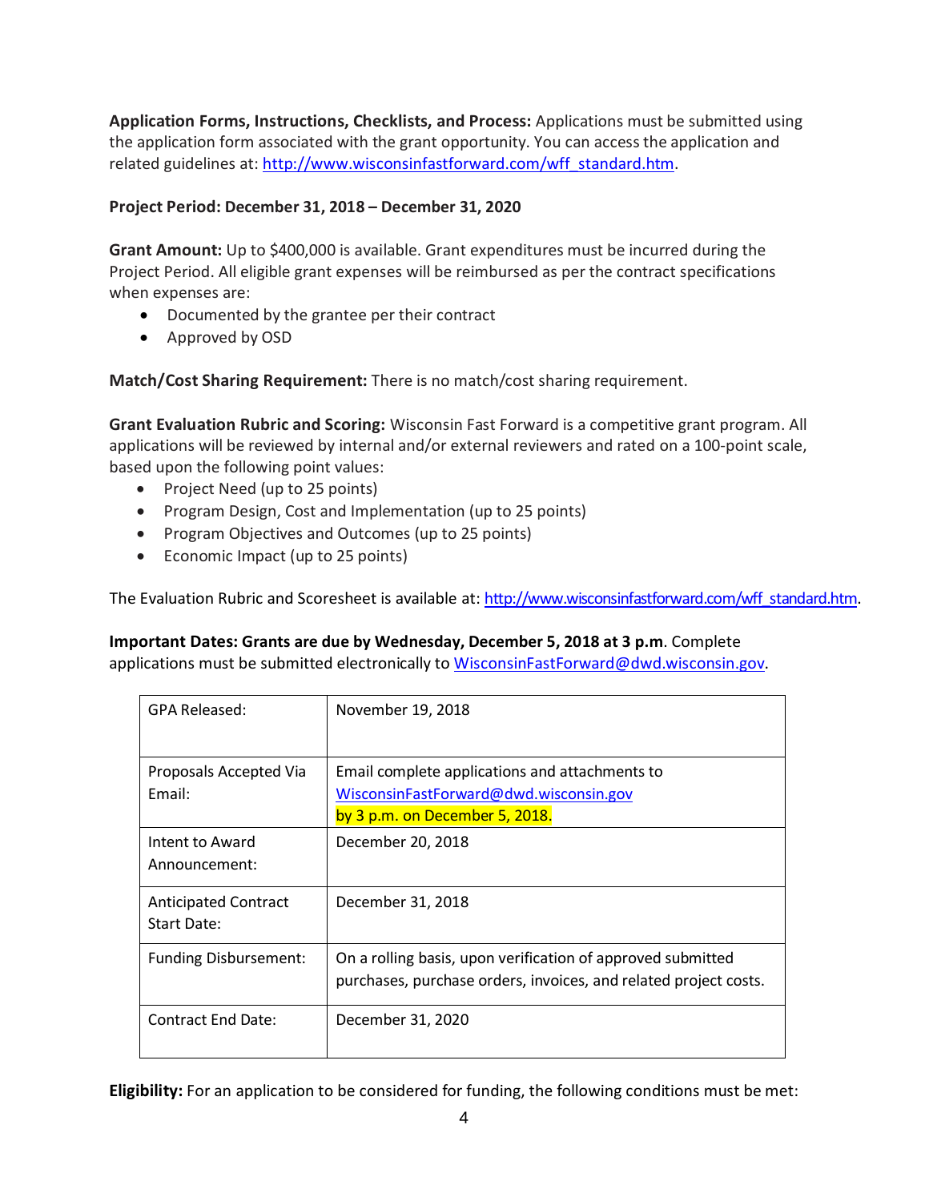**Application Forms, Instructions, Checklists, and Process:** Applications must be submitted using the application form associated with the grant opportunity. You can access the application and related guidelines at: http://www.wisconsinfastforward.com/wff_standard.htm.

**Project Period: December 31, 2018 – December 31, 2020**

**Grant Amount:** Up to $400,000 is available. Grant expenditures must be incurred during the Project Period. All eligible grant expenses will be reimbursed as per the contract specifications when expenses are:

- Documented by the grantee per their contract
- Approved by OSD

**Match/Cost Sharing Requirement:** There is no match/cost sharing requirement.

**Grant Evaluation Rubric and Scoring:** Wisconsin Fast Forward is a competitive grant program. All applications will be reviewed by internal and/or external reviewers and rated on a 100-point scale, based upon the following point values:

- Project Need (up to 25 points)
- Program Design, Cost and Implementation (up to 25 points)
- Program Objectives and Outcomes (up to 25 points)
- Economic Impact (up to 25 points)

The Evaluation Rubric and Scoresheet is available at: http://www.wisconsinfastforward.com/wff_standard.htm.

**Important Dates: Grants are due by Wednesday, December 5, 2018 at 3 p.m**. Complete applications must be submitted electronically to WisconsinFastForward@dwd.wisconsin.gov.

| | |
|---|---|
| GPA Released: | November 19, 2018 |
| Proposals Accepted Via Email: | Email complete applications and attachments to WisconsinFastForward@dwd.wisconsin.gov by 3 p.m. on December 5, 2018. |
| Intent to Award Announcement: | December 20, 2018 |
| Anticipated Contract Start Date: | December 31, 2018 |
| Funding Disbursement: | On a rolling basis, upon verification of approved submitted purchases, purchase orders, invoices, and related project costs. |
| Contract End Date: | December 31, 2020 |

**Eligibility:** For an application to be considered for funding, the following conditions must be met: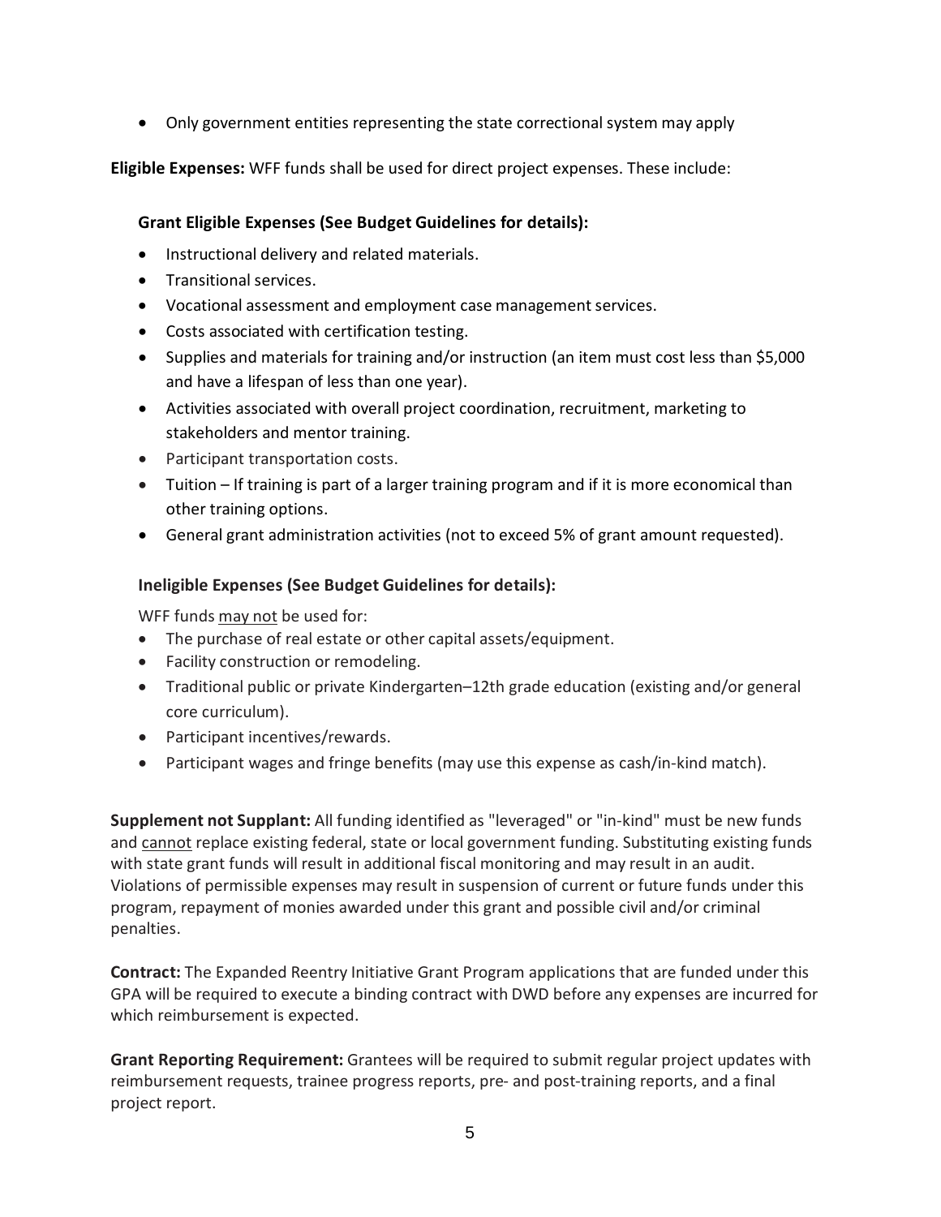- Only government entities representing the state correctional system may apply

**Eligible Expenses:** WFF funds shall be used for direct project expenses. These include:

**Grant Eligible Expenses (See Budget Guidelines for details):**

- Instructional delivery and related materials.
- Transitional services.
- Vocational assessment and employment case management services.
- Costs associated with certification testing.
- Supplies and materials for training and/or instruction (an item must cost less than $5,000 and have a lifespan of less than one year).
- Activities associated with overall project coordination, recruitment, marketing to stakeholders and mentor training.
- Participant transportation costs.
- Tuition – If training is part of a larger training program and if it is more economical than other training options.
- General grant administration activities (not to exceed 5% of grant amount requested).

**Ineligible Expenses (See Budget Guidelines for details):**

WFF funds <u>may not</u> be used for:

- The purchase of real estate or other capital assets/equipment.
- Facility construction or remodeling.
- Traditional public or private Kindergarten–12th grade education (existing and/or general core curriculum).
- Participant incentives/rewards.
- Participant wages and fringe benefits (may use this expense as cash/in-kind match).

**Supplement not Supplant:** All funding identified as "leveraged" or "in-kind" must be new funds and <u>cannot</u> replace existing federal, state or local government funding. Substituting existing funds with state grant funds will result in additional fiscal monitoring and may result in an audit. Violations of permissible expenses may result in suspension of current or future funds under this program, repayment of monies awarded under this grant and possible civil and/or criminal penalties.

**Contract:** The Expanded Reentry Initiative Grant Program applications that are funded under this GPA will be required to execute a binding contract with DWD before any expenses are incurred for which reimbursement is expected.

**Grant Reporting Requirement:** Grantees will be required to submit regular project updates with reimbursement requests, trainee progress reports, pre- and post-training reports, and a final project report.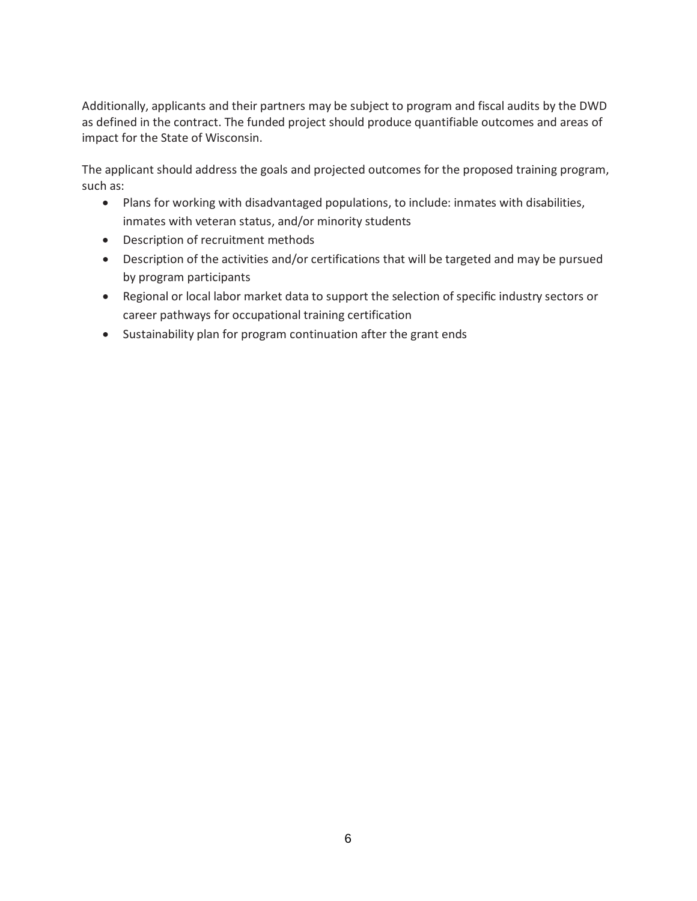Additionally, applicants and their partners may be subject to program and fiscal audits by the DWD as defined in the contract. The funded project should produce quantifiable outcomes and areas of impact for the State of Wisconsin.

The applicant should address the goals and projected outcomes for the proposed training program, such as:

- Plans for working with disadvantaged populations, to include: inmates with disabilities, inmates with veteran status, and/or minority students
- Description of recruitment methods
- Description of the activities and/or certifications that will be targeted and may be pursued by program participants
- Regional or local labor market data to support the selection of specific industry sectors or career pathways for occupational training certification
- Sustainability plan for program continuation after the grant ends